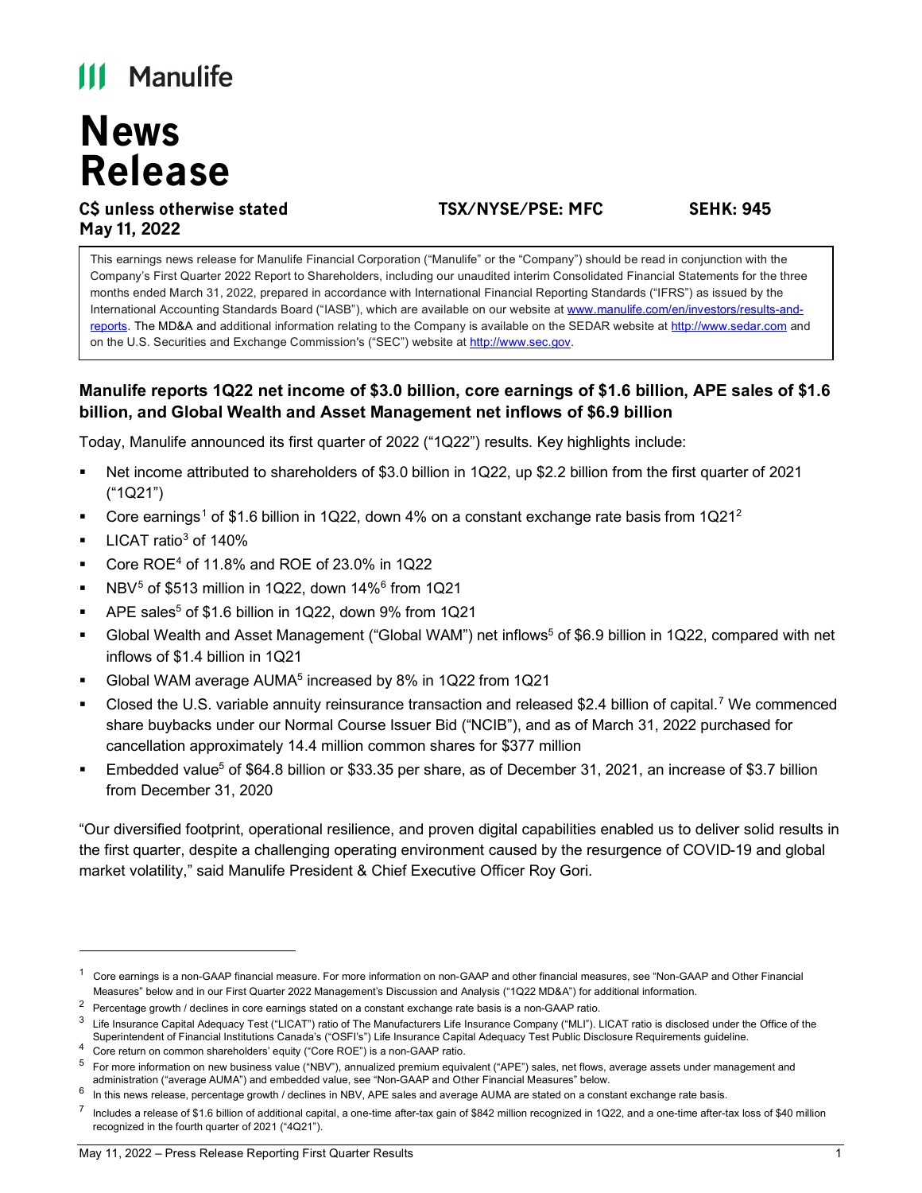# Manulife

# News Release

**C$ unless otherwise stated** **TSX/NYSE/PSE: MFC** **SEHK: 945**
**May 11, 2022**

This earnings news release for Manulife Financial Corporation ("Manulife" or the "Company") should be read in conjunction with the Company's First Quarter 2022 Report to Shareholders, including our unaudited interim Consolidated Financial Statements for the three months ended March 31, 2022, prepared in accordance with International Financial Reporting Standards ("IFRS") as issued by the International Accounting Standards Board ("IASB"), which are available on our website at www.manulife.com/en/investors/results-and-reports. The MD&A and additional information relating to the Company is available on the SEDAR website at http://www.sedar.com and on the U.S. Securities and Exchange Commission's ("SEC") website at http://www.sec.gov.

## Manulife reports 1Q22 net income of $3.0 billion, core earnings of $1.6 billion, APE sales of $1.6 billion, and Global Wealth and Asset Management net inflows of $6.9 billion

Today, Manulife announced its first quarter of 2022 ("1Q22") results. Key highlights include:

- Net income attributed to shareholders of $3.0 billion in 1Q22, up $2.2 billion from the first quarter of 2021 ("1Q21")
- Core earnings[1] of $1.6 billion in 1Q22, down 4% on a constant exchange rate basis from 1Q21[2]
- LICAT ratio[3] of 140%
- Core ROE[4] of 11.8% and ROE of 23.0% in 1Q22
- NBV[5] of $513 million in 1Q22, down 14%[6] from 1Q21
- APE sales[5] of $1.6 billion in 1Q22, down 9% from 1Q21
- Global Wealth and Asset Management ("Global WAM") net inflows[5] of $6.9 billion in 1Q22, compared with net inflows of $1.4 billion in 1Q21
- Global WAM average AUMA[5] increased by 8% in 1Q22 from 1Q21
- Closed the U.S. variable annuity reinsurance transaction and released $2.4 billion of capital.[7] We commenced share buybacks under our Normal Course Issuer Bid ("NCIB"), and as of March 31, 2022 purchased for cancellation approximately 14.4 million common shares for $377 million
- Embedded value[5] of $64.8 billion or $33.35 per share, as of December 31, 2021, an increase of $3.7 billion from December 31, 2020

"Our diversified footprint, operational resilience, and proven digital capabilities enabled us to deliver solid results in the first quarter, despite a challenging operating environment caused by the resurgence of COVID-19 and global market volatility," said Manulife President & Chief Executive Officer Roy Gori.

---

[1] Core earnings is a non-GAAP financial measure. For more information on non-GAAP and other financial measures, see "Non-GAAP and Other Financial Measures" below and in our First Quarter 2022 Management's Discussion and Analysis ("1Q22 MD&A") for additional information.

[2] Percentage growth / declines in core earnings stated on a constant exchange rate basis is a non-GAAP ratio.

[3] Life Insurance Capital Adequacy Test ("LICAT") ratio of The Manufacturers Life Insurance Company ("MLI"). LICAT ratio is disclosed under the Office of the Superintendent of Financial Institutions Canada's ("OSFI's") Life Insurance Capital Adequacy Test Public Disclosure Requirements guideline.

[4] Core return on common shareholders' equity ("Core ROE") is a non-GAAP ratio.

[5] For more information on new business value ("NBV"), annualized premium equivalent ("APE") sales, net flows, average assets under management and administration ("average AUMA") and embedded value, see "Non-GAAP and Other Financial Measures" below.

[6] In this news release, percentage growth / declines in NBV, APE sales and average AUMA are stated on a constant exchange rate basis.

[7] Includes a release of $1.6 billion of additional capital, a one-time after-tax gain of $842 million recognized in 1Q22, and a one-time after-tax loss of $40 million recognized in the fourth quarter of 2021 ("4Q21").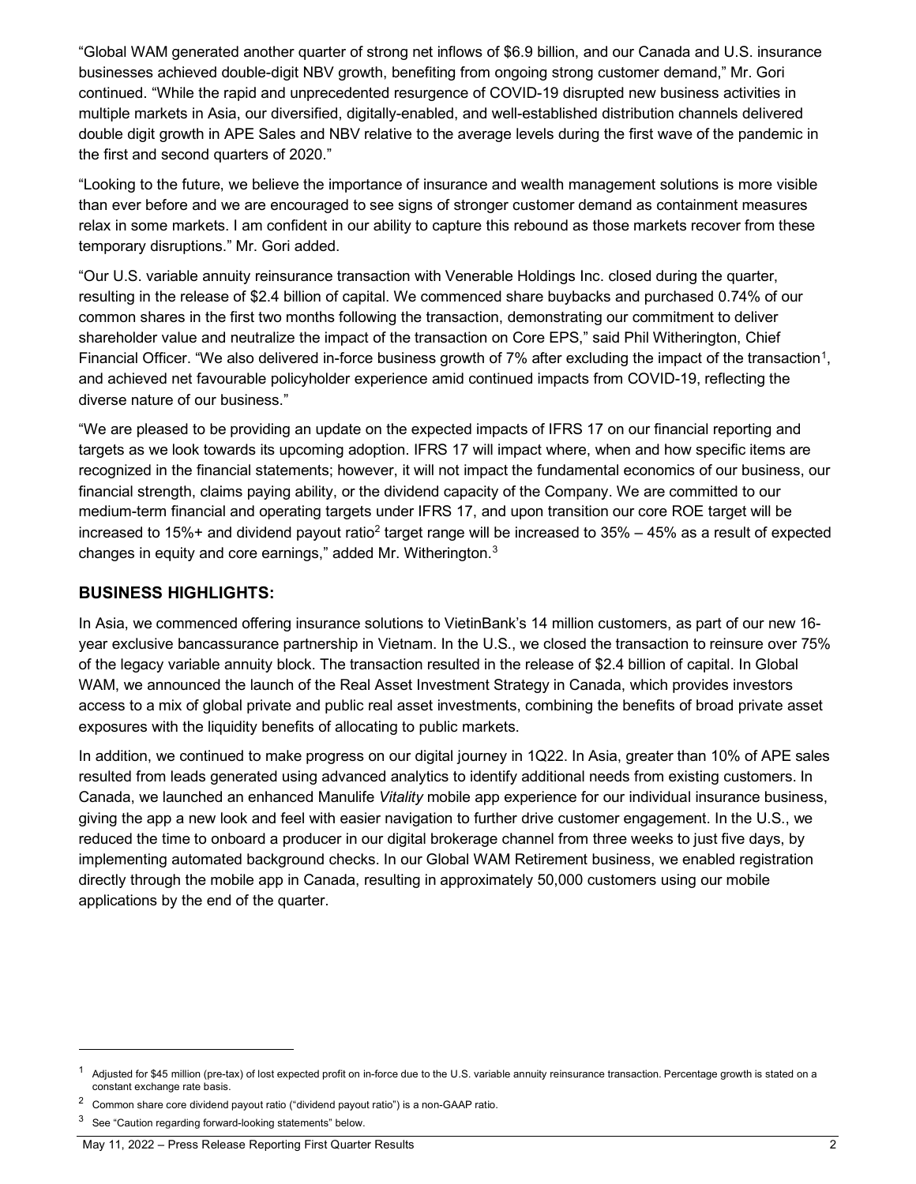"Global WAM generated another quarter of strong net inflows of $6.9 billion, and our Canada and U.S. insurance businesses achieved double-digit NBV growth, benefiting from ongoing strong customer demand," Mr. Gori continued. "While the rapid and unprecedented resurgence of COVID-19 disrupted new business activities in multiple markets in Asia, our diversified, digitally-enabled, and well-established distribution channels delivered double digit growth in APE Sales and NBV relative to the average levels during the first wave of the pandemic in the first and second quarters of 2020."

"Looking to the future, we believe the importance of insurance and wealth management solutions is more visible than ever before and we are encouraged to see signs of stronger customer demand as containment measures relax in some markets. I am confident in our ability to capture this rebound as those markets recover from these temporary disruptions." Mr. Gori added.

"Our U.S. variable annuity reinsurance transaction with Venerable Holdings Inc. closed during the quarter, resulting in the release of $2.4 billion of capital. We commenced share buybacks and purchased 0.74% of our common shares in the first two months following the transaction, demonstrating our commitment to deliver shareholder value and neutralize the impact of the transaction on Core EPS," said Phil Witherington, Chief Financial Officer. "We also delivered in-force business growth of 7% after excluding the impact of the transaction[1], and achieved net favourable policyholder experience amid continued impacts from COVID-19, reflecting the diverse nature of our business."

"We are pleased to be providing an update on the expected impacts of IFRS 17 on our financial reporting and targets as we look towards its upcoming adoption. IFRS 17 will impact where, when and how specific items are recognized in the financial statements; however, it will not impact the fundamental economics of our business, our financial strength, claims paying ability, or the dividend capacity of the Company. We are committed to our medium-term financial and operating targets under IFRS 17, and upon transition our core ROE target will be increased to 15%+ and dividend payout ratio[2] target range will be increased to 35% – 45% as a result of expected changes in equity and core earnings," added Mr. Witherington.[3]

## BUSINESS HIGHLIGHTS:

In Asia, we commenced offering insurance solutions to VietinBank's 14 million customers, as part of our new 16-year exclusive bancassurance partnership in Vietnam. In the U.S., we closed the transaction to reinsure over 75% of the legacy variable annuity block. The transaction resulted in the release of $2.4 billion of capital. In Global WAM, we announced the launch of the Real Asset Investment Strategy in Canada, which provides investors access to a mix of global private and public real asset investments, combining the benefits of broad private asset exposures with the liquidity benefits of allocating to public markets.

In addition, we continued to make progress on our digital journey in 1Q22. In Asia, greater than 10% of APE sales resulted from leads generated using advanced analytics to identify additional needs from existing customers. In Canada, we launched an enhanced Manulife *Vitality* mobile app experience for our individual insurance business, giving the app a new look and feel with easier navigation to further drive customer engagement. In the U.S., we reduced the time to onboard a producer in our digital brokerage channel from three weeks to just five days, by implementing automated background checks. In our Global WAM Retirement business, we enabled registration directly through the mobile app in Canada, resulting in approximately 50,000 customers using our mobile applications by the end of the quarter.

---

[1] Adjusted for $45 million (pre-tax) of lost expected profit on in-force due to the U.S. variable annuity reinsurance transaction. Percentage growth is stated on a constant exchange rate basis.

[2] Common share core dividend payout ratio ("dividend payout ratio") is a non-GAAP ratio.

[3] See "Caution regarding forward-looking statements" below.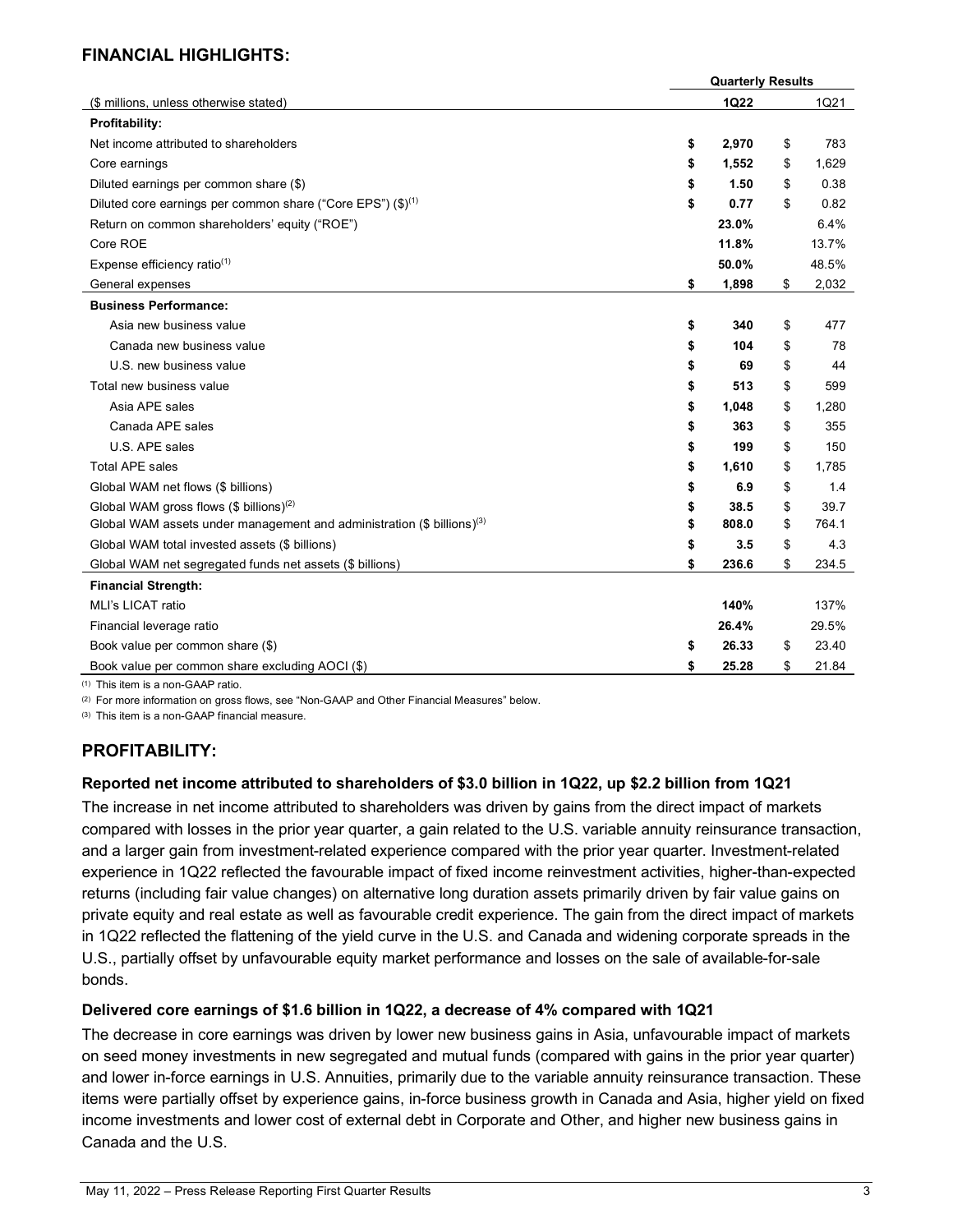## FINANCIAL HIGHLIGHTS:

| | Quarterly Results | |
|---|---|---|
| ($ millions, unless otherwise stated) | **1Q22** | 1Q21 |
| **Profitability:** | | |
| Net income attributed to shareholders | **$ 2,970** | $ 783 |
| Core earnings | **$ 1,552** | $ 1,629 |
| Diluted earnings per common share ($) | **$ 1.50** | $ 0.38 |
| Diluted core earnings per common share ("Core EPS") ($)[1] | **$ 0.77** | $ 0.82 |
| Return on common shareholders' equity ("ROE") | **23.0%** | 6.4% |
| Core ROE | **11.8%** | 13.7% |
| Expense efficiency ratio[1] | **50.0%** | 48.5% |
| General expenses | **$ 1,898** | $ 2,032 |
| **Business Performance:** | | |
| Asia new business value | **$ 340** | $ 477 |
| Canada new business value | **$ 104** | $ 78 |
| U.S. new business value | **$ 69** | $ 44 |
| Total new business value | **$ 513** | $ 599 |
| Asia APE sales | **$ 1,048** | $ 1,280 |
| Canada APE sales | **$ 363** | $ 355 |
| U.S. APE sales | **$ 199** | $ 150 |
| Total APE sales | **$ 1,610** | $ 1,785 |
| Global WAM net flows ($ billions) | **$ 6.9** | $ 1.4 |
| Global WAM gross flows ($ billions)[2] | **$ 38.5** | $ 39.7 |
| Global WAM assets under management and administration ($ billions)[3] | **$ 808.0** | $ 764.1 |
| Global WAM total invested assets ($ billions) | **$ 3.5** | $ 4.3 |
| Global WAM net segregated funds net assets ($ billions) | **$ 236.6** | $ 234.5 |
| **Financial Strength:** | | |
| MLI's LICAT ratio | **140%** | 137% |
| Financial leverage ratio | **26.4%** | 29.5% |
| Book value per common share ($) | **$ 26.33** | $ 23.40 |
| Book value per common share excluding AOCI ($) | **$ 25.28** | $ 21.84 |

(1) This item is a non-GAAP ratio.

(2) For more information on gross flows, see "Non-GAAP and Other Financial Measures" below.

(3) This item is a non-GAAP financial measure.

## PROFITABILITY:

### Reported net income attributed to shareholders of $3.0 billion in 1Q22, up $2.2 billion from 1Q21

The increase in net income attributed to shareholders was driven by gains from the direct impact of markets compared with losses in the prior year quarter, a gain related to the U.S. variable annuity reinsurance transaction, and a larger gain from investment-related experience compared with the prior year quarter. Investment-related experience in 1Q22 reflected the favourable impact of fixed income reinvestment activities, higher-than-expected returns (including fair value changes) on alternative long duration assets primarily driven by fair value gains on private equity and real estate as well as favourable credit experience. The gain from the direct impact of markets in 1Q22 reflected the flattening of the yield curve in the U.S. and Canada and widening corporate spreads in the U.S., partially offset by unfavourable equity market performance and losses on the sale of available-for-sale bonds.

### Delivered core earnings of $1.6 billion in 1Q22, a decrease of 4% compared with 1Q21

The decrease in core earnings was driven by lower new business gains in Asia, unfavourable impact of markets on seed money investments in new segregated and mutual funds (compared with gains in the prior year quarter) and lower in-force earnings in U.S. Annuities, primarily due to the variable annuity reinsurance transaction. These items were partially offset by experience gains, in-force business growth in Canada and Asia, higher yield on fixed income investments and lower cost of external debt in Corporate and Other, and higher new business gains in Canada and the U.S.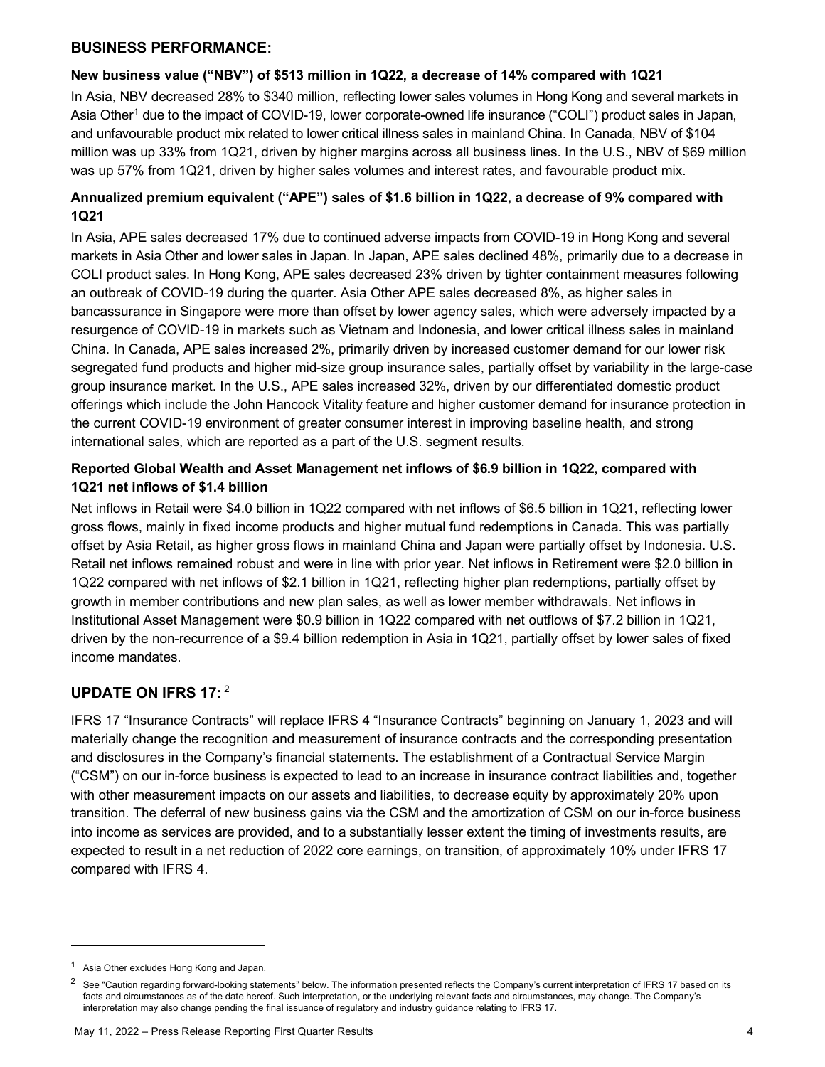## BUSINESS PERFORMANCE:

**New business value ("NBV") of $513 million in 1Q22, a decrease of 14% compared with 1Q21**

In Asia, NBV decreased 28% to $340 million, reflecting lower sales volumes in Hong Kong and several markets in Asia Other[1] due to the impact of COVID-19, lower corporate-owned life insurance ("COLI") product sales in Japan, and unfavourable product mix related to lower critical illness sales in mainland China. In Canada, NBV of $104 million was up 33% from 1Q21, driven by higher margins across all business lines. In the U.S., NBV of $69 million was up 57% from 1Q21, driven by higher sales volumes and interest rates, and favourable product mix.

**Annualized premium equivalent ("APE") sales of $1.6 billion in 1Q22, a decrease of 9% compared with 1Q21**

In Asia, APE sales decreased 17% due to continued adverse impacts from COVID-19 in Hong Kong and several markets in Asia Other and lower sales in Japan. In Japan, APE sales declined 48%, primarily due to a decrease in COLI product sales. In Hong Kong, APE sales decreased 23% driven by tighter containment measures following an outbreak of COVID-19 during the quarter. Asia Other APE sales decreased 8%, as higher sales in bancassurance in Singapore were more than offset by lower agency sales, which were adversely impacted by a resurgence of COVID-19 in markets such as Vietnam and Indonesia, and lower critical illness sales in mainland China. In Canada, APE sales increased 2%, primarily driven by increased customer demand for our lower risk segregated fund products and higher mid-size group insurance sales, partially offset by variability in the large-case group insurance market. In the U.S., APE sales increased 32%, driven by our differentiated domestic product offerings which include the John Hancock Vitality feature and higher customer demand for insurance protection in the current COVID-19 environment of greater consumer interest in improving baseline health, and strong international sales, which are reported as a part of the U.S. segment results.

**Reported Global Wealth and Asset Management net inflows of $6.9 billion in 1Q22, compared with 1Q21 net inflows of $1.4 billion**

Net inflows in Retail were $4.0 billion in 1Q22 compared with net inflows of $6.5 billion in 1Q21, reflecting lower gross flows, mainly in fixed income products and higher mutual fund redemptions in Canada. This was partially offset by Asia Retail, as higher gross flows in mainland China and Japan were partially offset by Indonesia. U.S. Retail net inflows remained robust and were in line with prior year. Net inflows in Retirement were $2.0 billion in 1Q22 compared with net inflows of $2.1 billion in 1Q21, reflecting higher plan redemptions, partially offset by growth in member contributions and new plan sales, as well as lower member withdrawals. Net inflows in Institutional Asset Management were $0.9 billion in 1Q22 compared with net outflows of $7.2 billion in 1Q21, driven by the non-recurrence of a $9.4 billion redemption in Asia in 1Q21, partially offset by lower sales of fixed income mandates.

## UPDATE ON IFRS 17:[2]

IFRS 17 "Insurance Contracts" will replace IFRS 4 "Insurance Contracts" beginning on January 1, 2023 and will materially change the recognition and measurement of insurance contracts and the corresponding presentation and disclosures in the Company's financial statements. The establishment of a Contractual Service Margin ("CSM") on our in-force business is expected to lead to an increase in insurance contract liabilities and, together with other measurement impacts on our assets and liabilities, to decrease equity by approximately 20% upon transition. The deferral of new business gains via the CSM and the amortization of CSM on our in-force business into income as services are provided, and to a substantially lesser extent the timing of investments results, are expected to result in a net reduction of 2022 core earnings, on transition, of approximately 10% under IFRS 17 compared with IFRS 4.

---

[1] Asia Other excludes Hong Kong and Japan.

[2] See "Caution regarding forward-looking statements" below. The information presented reflects the Company's current interpretation of IFRS 17 based on its facts and circumstances as of the date hereof. Such interpretation, or the underlying relevant facts and circumstances, may change. The Company's interpretation may also change pending the final issuance of regulatory and industry guidance relating to IFRS 17.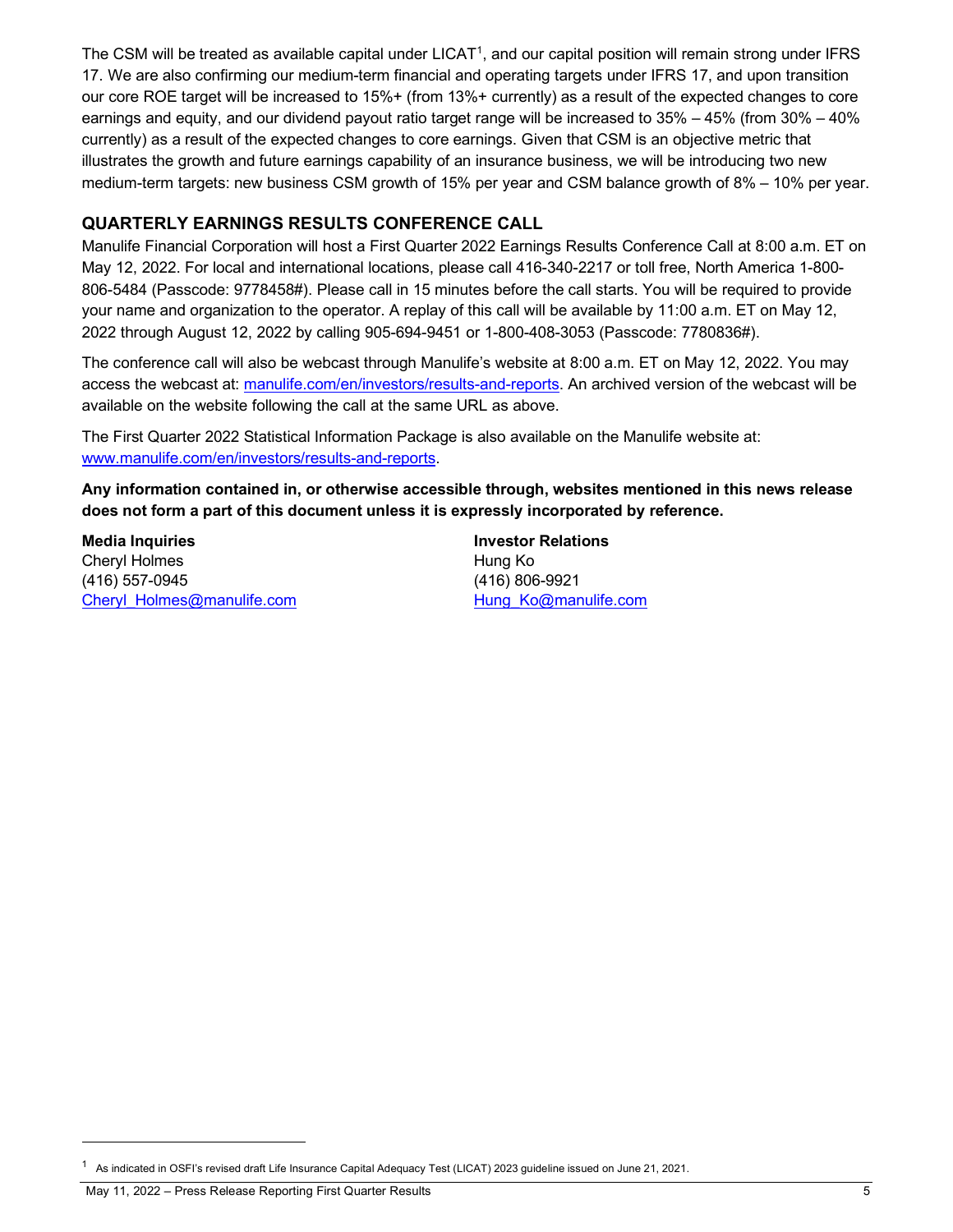The CSM will be treated as available capital under LICAT[1], and our capital position will remain strong under IFRS 17. We are also confirming our medium-term financial and operating targets under IFRS 17, and upon transition our core ROE target will be increased to 15%+ (from 13%+ currently) as a result of the expected changes to core earnings and equity, and our dividend payout ratio target range will be increased to 35% – 45% (from 30% – 40% currently) as a result of the expected changes to core earnings. Given that CSM is an objective metric that illustrates the growth and future earnings capability of an insurance business, we will be introducing two new medium-term targets: new business CSM growth of 15% per year and CSM balance growth of 8% – 10% per year.

## QUARTERLY EARNINGS RESULTS CONFERENCE CALL

Manulife Financial Corporation will host a First Quarter 2022 Earnings Results Conference Call at 8:00 a.m. ET on May 12, 2022. For local and international locations, please call 416-340-2217 or toll free, North America 1-800-806-5484 (Passcode: 9778458#). Please call in 15 minutes before the call starts. You will be required to provide your name and organization to the operator. A replay of this call will be available by 11:00 a.m. ET on May 12, 2022 through August 12, 2022 by calling 905-694-9451 or 1-800-408-3053 (Passcode: 7780836#).

The conference call will also be webcast through Manulife's website at 8:00 a.m. ET on May 12, 2022. You may access the webcast at: manulife.com/en/investors/results-and-reports. An archived version of the webcast will be available on the website following the call at the same URL as above.

The First Quarter 2022 Statistical Information Package is also available on the Manulife website at: www.manulife.com/en/investors/results-and-reports.

**Any information contained in, or otherwise accessible through, websites mentioned in this news release does not form a part of this document unless it is expressly incorporated by reference.**

**Media Inquiries**
Cheryl Holmes
(416) 557-0945
Cheryl_Holmes@manulife.com

**Investor Relations**
Hung Ko
(416) 806-9921
Hung_Ko@manulife.com

[1] As indicated in OSFI's revised draft Life Insurance Capital Adequacy Test (LICAT) 2023 guideline issued on June 21, 2021.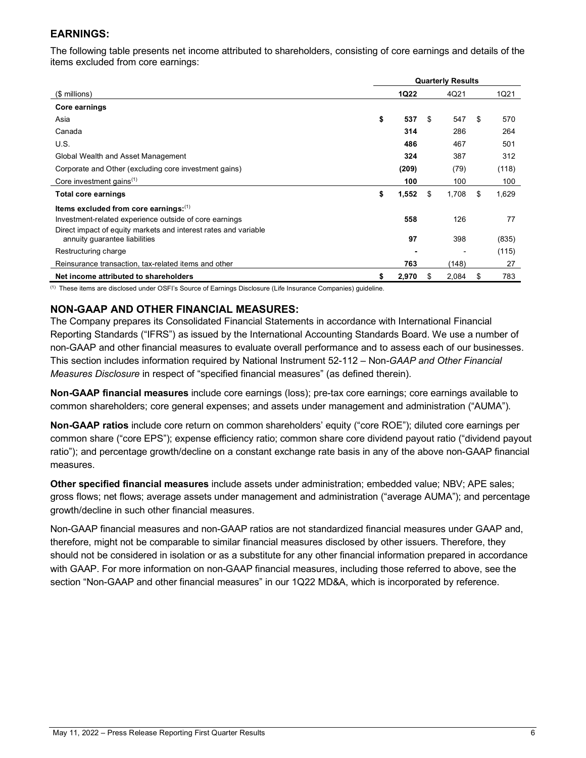## EARNINGS:

The following table presents net income attributed to shareholders, consisting of core earnings and details of the items excluded from core earnings:

| | Quarterly Results | | |
|---|---|---|---|
| ($ millions) | **1Q22** | 4Q21 | 1Q21 |
| **Core earnings** | | | |
| Asia | **$ 537** | $ 547 | $ 570 |
| Canada | **314** | 286 | 264 |
| U.S. | **486** | 467 | 501 |
| Global Wealth and Asset Management | **324** | 387 | 312 |
| Corporate and Other (excluding core investment gains) | **(209)** | (79) | (118) |
| Core investment gains[1] | **100** | 100 | 100 |
| **Total core earnings** | **$ 1,552** | $ 1,708 | $ 1,629 |
| **Items excluded from core earnings:**[1] | | | |
| Investment-related experience outside of core earnings | **558** | 126 | 77 |
| Direct impact of equity markets and interest rates and variable annuity guarantee liabilities | **97** | 398 | (835) |
| Restructuring charge | **-** | - | (115) |
| Reinsurance transaction, tax-related items and other | **763** | (148) | 27 |
| **Net income attributed to shareholders** | **$ 2,970** | $ 2,084 | $ 783 |

[1] These items are disclosed under OSFI's Source of Earnings Disclosure (Life Insurance Companies) guideline.

## NON-GAAP AND OTHER FINANCIAL MEASURES:

The Company prepares its Consolidated Financial Statements in accordance with International Financial Reporting Standards ("IFRS") as issued by the International Accounting Standards Board. We use a number of non-GAAP and other financial measures to evaluate overall performance and to assess each of our businesses. This section includes information required by National Instrument 52-112 – Non-*GAAP and Other Financial Measures Disclosure* in respect of "specified financial measures" (as defined therein).

**Non-GAAP financial measures** include core earnings (loss); pre-tax core earnings; core earnings available to common shareholders; core general expenses; and assets under management and administration ("AUMA").

**Non-GAAP ratios** include core return on common shareholders' equity ("core ROE"); diluted core earnings per common share ("core EPS"); expense efficiency ratio; common share core dividend payout ratio ("dividend payout ratio"); and percentage growth/decline on a constant exchange rate basis in any of the above non-GAAP financial measures.

**Other specified financial measures** include assets under administration; embedded value; NBV; APE sales; gross flows; net flows; average assets under management and administration ("average AUMA"); and percentage growth/decline in such other financial measures.

Non-GAAP financial measures and non-GAAP ratios are not standardized financial measures under GAAP and, therefore, might not be comparable to similar financial measures disclosed by other issuers. Therefore, they should not be considered in isolation or as a substitute for any other financial information prepared in accordance with GAAP. For more information on non-GAAP financial measures, including those referred to above, see the section "Non-GAAP and other financial measures" in our 1Q22 MD&A, which is incorporated by reference.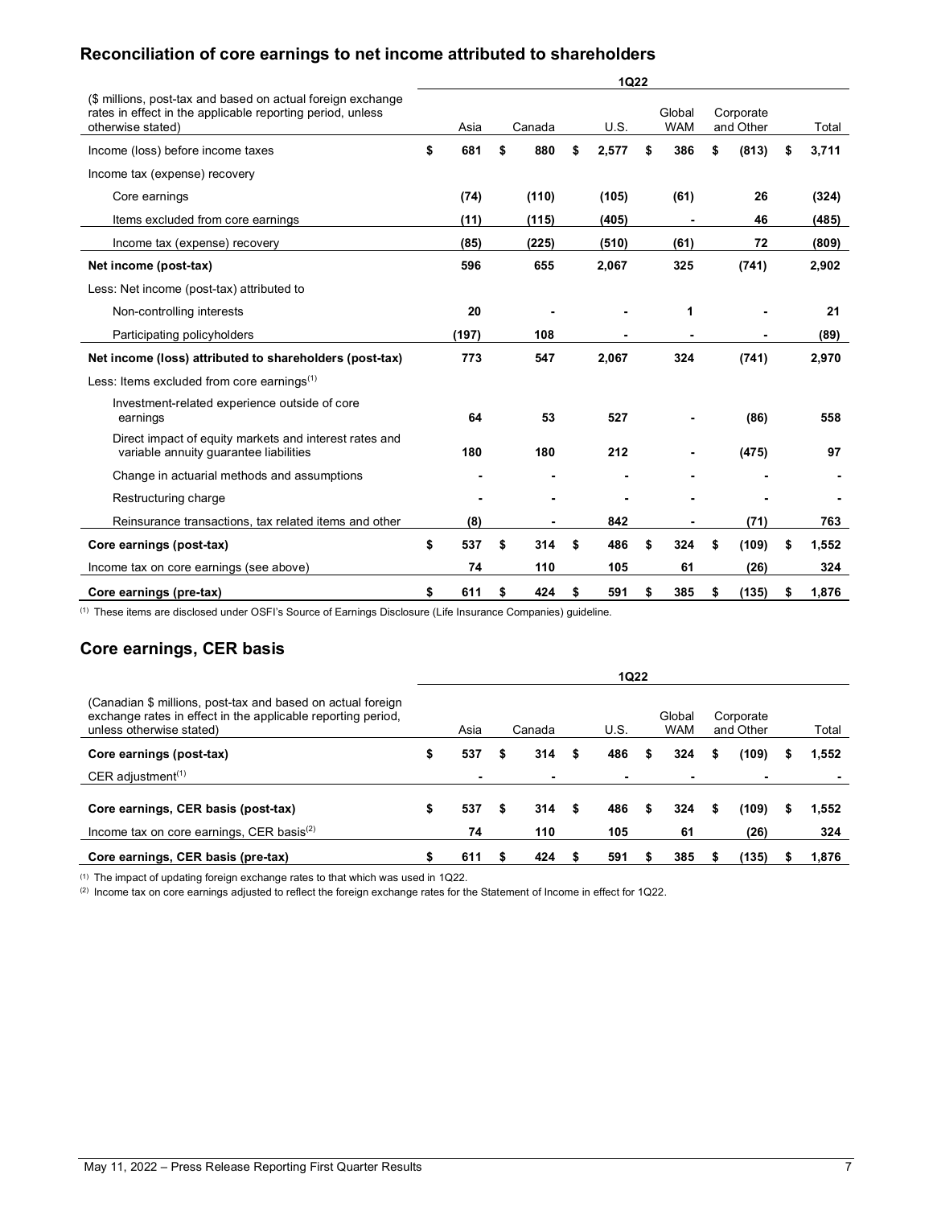## Reconciliation of core earnings to net income attributed to shareholders

| ($ millions, post-tax and based on actual foreign exchange rates in effect in the applicable reporting period, unless otherwise stated) | 1Q22 | | | | | |
|---|---|---|---|---|---|---|
| | Asia | Canada | U.S. | Global WAM | Corporate and Other | Total |
| Income (loss) before income taxes | $ 681 | $ 880 | $ 2,577 | $ 386 | $ (813) | $ 3,711 |
| Income tax (expense) recovery | | | | | | |
| Core earnings | (74) | (110) | (105) | (61) | 26 | (324) |
| Items excluded from core earnings | (11) | (115) | (405) | - | 46 | (485) |
| Income tax (expense) recovery | (85) | (225) | (510) | (61) | 72 | (809) |
| **Net income (post-tax)** | 596 | 655 | 2,067 | 325 | (741) | 2,902 |
| Less: Net income (post-tax) attributed to | | | | | | |
| Non-controlling interests | 20 | - | - | 1 | - | 21 |
| Participating policyholders | (197) | 108 | - | - | - | (89) |
| **Net income (loss) attributed to shareholders (post-tax)** | 773 | 547 | 2,067 | 324 | (741) | 2,970 |
| Less: Items excluded from core earnings[1] | | | | | | |
| Investment-related experience outside of core earnings | 64 | 53 | 527 | - | (86) | 558 |
| Direct impact of equity markets and interest rates and variable annuity guarantee liabilities | 180 | 180 | 212 | - | (475) | 97 |
| Change in actuarial methods and assumptions | - | - | - | - | - | - |
| Restructuring charge | - | - | - | - | - | - |
| Reinsurance transactions, tax related items and other | (8) | - | 842 | - | (71) | 763 |
| **Core earnings (post-tax)** | $ 537 | $ 314 | $ 486 | $ 324 | $ (109) | $ 1,552 |
| Income tax on core earnings (see above) | 74 | 110 | 105 | 61 | (26) | 324 |
| **Core earnings (pre-tax)** | $ 611 | $ 424 | $ 591 | $ 385 | $ (135) | $ 1,876 |

[1] These items are disclosed under OSFI's Source of Earnings Disclosure (Life Insurance Companies) guideline.

## Core earnings, CER basis

| (Canadian $ millions, post-tax and based on actual foreign exchange rates in effect in the applicable reporting period, unless otherwise stated) | 1Q22 | | | | | |
|---|---|---|---|---|---|---|
| | Asia | Canada | U.S. | Global WAM | Corporate and Other | Total |
| **Core earnings (post-tax)** | $ 537 | $ 314 | $ 486 | $ 324 | $ (109) | $ 1,552 |
| CER adjustment[1] | - | - | - | - | - | - |
| **Core earnings, CER basis (post-tax)** | $ 537 | $ 314 | $ 486 | $ 324 | $ (109) | $ 1,552 |
| Income tax on core earnings, CER basis[2] | 74 | 110 | 105 | 61 | (26) | 324 |
| **Core earnings, CER basis (pre-tax)** | $ 611 | $ 424 | $ 591 | $ 385 | $ (135) | $ 1,876 |

[1] The impact of updating foreign exchange rates to that which was used in 1Q22.

[2] Income tax on core earnings adjusted to reflect the foreign exchange rates for the Statement of Income in effect for 1Q22.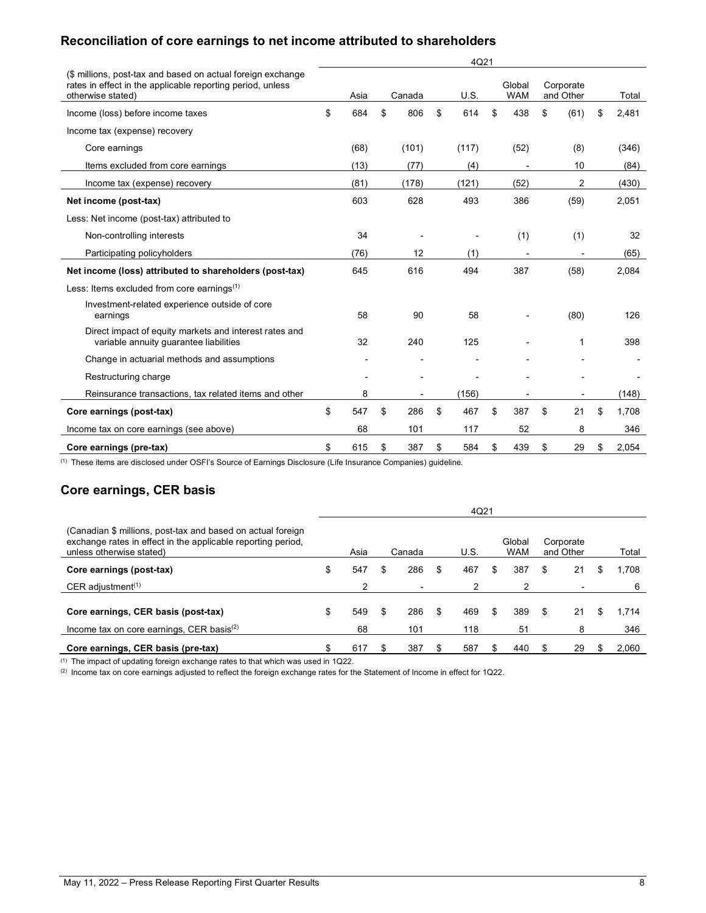## Reconciliation of core earnings to net income attributed to shareholders

| ($ millions, post-tax and based on actual foreign exchange rates in effect in the applicable reporting period, unless otherwise stated) | 4Q21 | | | | | |
|---|---|---|---|---|---|---|
| | Asia | Canada | U.S. | Global WAM | Corporate and Other | Total |
| Income (loss) before income taxes | $ 684 | $ 806 | $ 614 | $ 438 | $ (61) | $ 2,481 |
| Income tax (expense) recovery | | | | | | |
| Core earnings | (68) | (101) | (117) | (52) | (8) | (346) |
| Items excluded from core earnings | (13) | (77) | (4) | - | 10 | (84) |
| Income tax (expense) recovery | (81) | (178) | (121) | (52) | 2 | (430) |
| **Net income (post-tax)** | 603 | 628 | 493 | 386 | (59) | 2,051 |
| Less: Net income (post-tax) attributed to | | | | | | |
| Non-controlling interests | 34 | - | - | (1) | (1) | 32 |
| Participating policyholders | (76) | 12 | (1) | - | - | (65) |
| **Net income (loss) attributed to shareholders (post-tax)** | 645 | 616 | 494 | 387 | (58) | 2,084 |
| Less: Items excluded from core earnings[1] | | | | | | |
| Investment-related experience outside of core earnings | 58 | 90 | 58 | - | (80) | 126 |
| Direct impact of equity markets and interest rates and variable annuity guarantee liabilities | 32 | 240 | 125 | - | 1 | 398 |
| Change in actuarial methods and assumptions | - | - | - | - | - | - |
| Restructuring charge | - | - | - | - | - | - |
| Reinsurance transactions, tax related items and other | 8 | - | (156) | - | - | (148) |
| **Core earnings (post-tax)** | $ 547 | $ 286 | $ 467 | $ 387 | $ 21 | $ 1,708 |
| Income tax on core earnings (see above) | 68 | 101 | 117 | 52 | 8 | 346 |
| **Core earnings (pre-tax)** | $ 615 | $ 387 | $ 584 | $ 439 | $ 29 | $ 2,054 |

(1) These items are disclosed under OSFI's Source of Earnings Disclosure (Life Insurance Companies) guideline.

## Core earnings, CER basis

| (Canadian $ millions, post-tax and based on actual foreign exchange rates in effect in the applicable reporting period, unless otherwise stated) | 4Q21 | | | | | |
|---|---|---|---|---|---|---|
| | Asia | Canada | U.S. | Global WAM | Corporate and Other | Total |
| **Core earnings (post-tax)** | $ 547 | $ 286 | $ 467 | $ 387 | $ 21 | $ 1,708 |
| CER adjustment[1] | 2 | - | 2 | 2 | - | 6 |
| **Core earnings, CER basis (post-tax)** | $ 549 | $ 286 | $ 469 | $ 389 | $ 21 | $ 1,714 |
| Income tax on core earnings, CER basis[2] | 68 | 101 | 118 | 51 | 8 | 346 |
| **Core earnings, CER basis (pre-tax)** | $ 617 | $ 387 | $ 587 | $ 440 | $ 29 | $ 2,060 |

(1) The impact of updating foreign exchange rates to that which was used in 1Q22.

(2) Income tax on core earnings adjusted to reflect the foreign exchange rates for the Statement of Income in effect for 1Q22.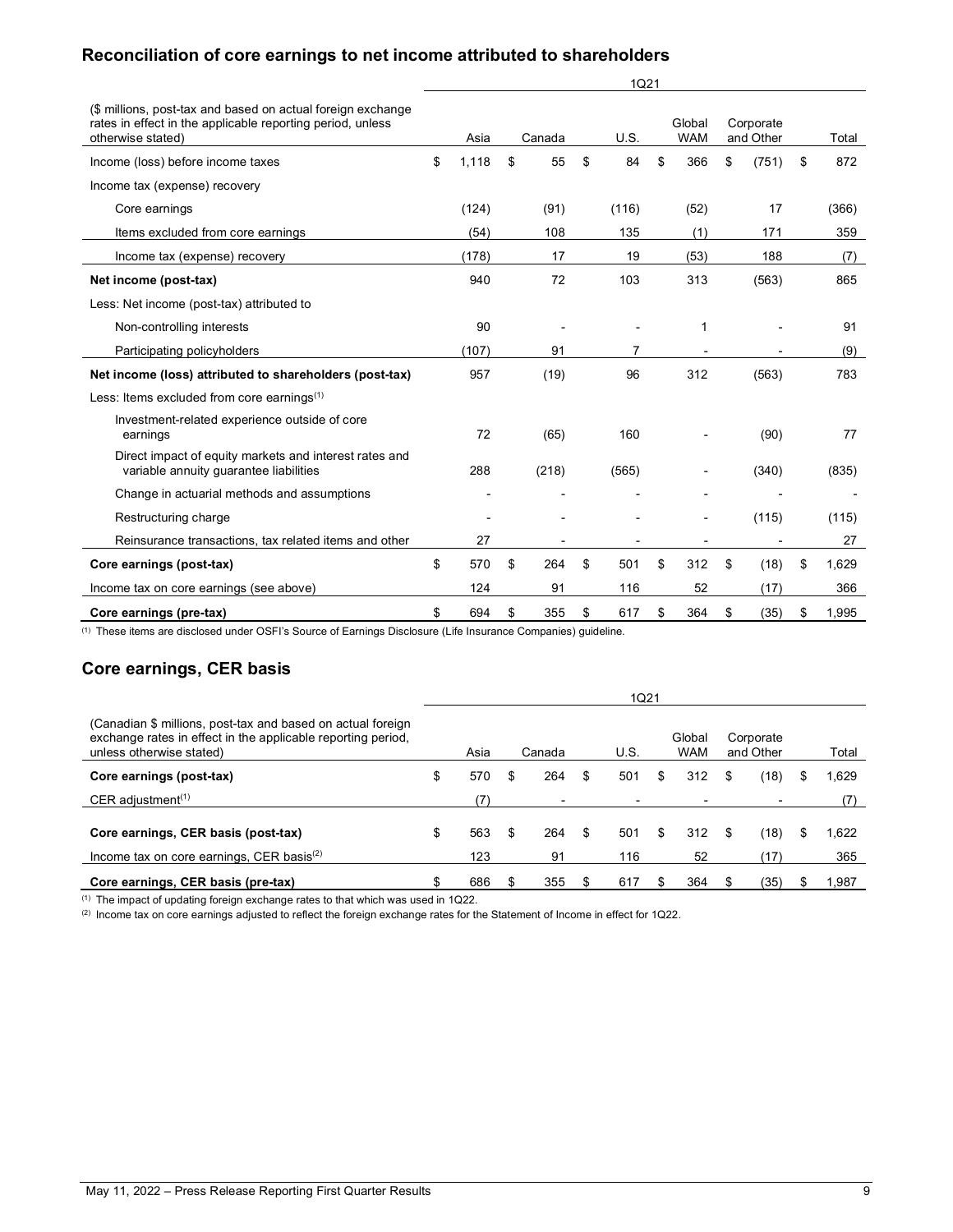## Reconciliation of core earnings to net income attributed to shareholders

| ($ millions, post-tax and based on actual foreign exchange rates in effect in the applicable reporting period, unless otherwise stated) | 1Q21 Asia | Canada | U.S. | Global WAM | Corporate and Other | Total |
|---|---|---|---|---|---|---|
| Income (loss) before income taxes | $ 1,118 | $ 55 | $ 84 | $ 366 | $ (751) | $ 872 |
| Income tax (expense) recovery | | | | | | |
| Core earnings | (124) | (91) | (116) | (52) | 17 | (366) |
| Items excluded from core earnings | (54) | 108 | 135 | (1) | 171 | 359 |
| Income tax (expense) recovery | (178) | 17 | 19 | (53) | 188 | (7) |
| **Net income (post-tax)** | 940 | 72 | 103 | 313 | (563) | 865 |
| Less: Net income (post-tax) attributed to | | | | | | |
| Non-controlling interests | 90 | - | - | 1 | - | 91 |
| Participating policyholders | (107) | 91 | 7 | - | - | (9) |
| **Net income (loss) attributed to shareholders (post-tax)** | 957 | (19) | 96 | 312 | (563) | 783 |
| Less: Items excluded from core earnings[1] | | | | | | |
| Investment-related experience outside of core earnings | 72 | (65) | 160 | - | (90) | 77 |
| Direct impact of equity markets and interest rates and variable annuity guarantee liabilities | 288 | (218) | (565) | - | (340) | (835) |
| Change in actuarial methods and assumptions | - | - | - | - | - | - |
| Restructuring charge | - | - | - | - | (115) | (115) |
| Reinsurance transactions, tax related items and other | 27 | - | - | - | - | 27 |
| **Core earnings (post-tax)** | $ 570 | $ 264 | $ 501 | $ 312 | $ (18) | $ 1,629 |
| Income tax on core earnings (see above) | 124 | 91 | 116 | 52 | (17) | 366 |
| **Core earnings (pre-tax)** | $ 694 | $ 355 | $ 617 | $ 364 | $ (35) | $ 1,995 |

[1] These items are disclosed under OSFI's Source of Earnings Disclosure (Life Insurance Companies) guideline.

## Core earnings, CER basis

| (Canadian $ millions, post-tax and based on actual foreign exchange rates in effect in the applicable reporting period, unless otherwise stated) | 1Q21 Asia | Canada | U.S. | Global WAM | Corporate and Other | Total |
|---|---|---|---|---|---|---|
| **Core earnings (post-tax)** | $ 570 | $ 264 | $ 501 | $ 312 | $ (18) | $ 1,629 |
| CER adjustment[1] | (7) | - | - | - | - | (7) |
| **Core earnings, CER basis (post-tax)** | $ 563 | $ 264 | $ 501 | $ 312 | $ (18) | $ 1,622 |
| Income tax on core earnings, CER basis[2] | 123 | 91 | 116 | 52 | (17) | 365 |
| **Core earnings, CER basis (pre-tax)** | $ 686 | $ 355 | $ 617 | $ 364 | $ (35) | $ 1,987 |

[1] The impact of updating foreign exchange rates to that which was used in 1Q22.

[2] Income tax on core earnings adjusted to reflect the foreign exchange rates for the Statement of Income in effect for 1Q22.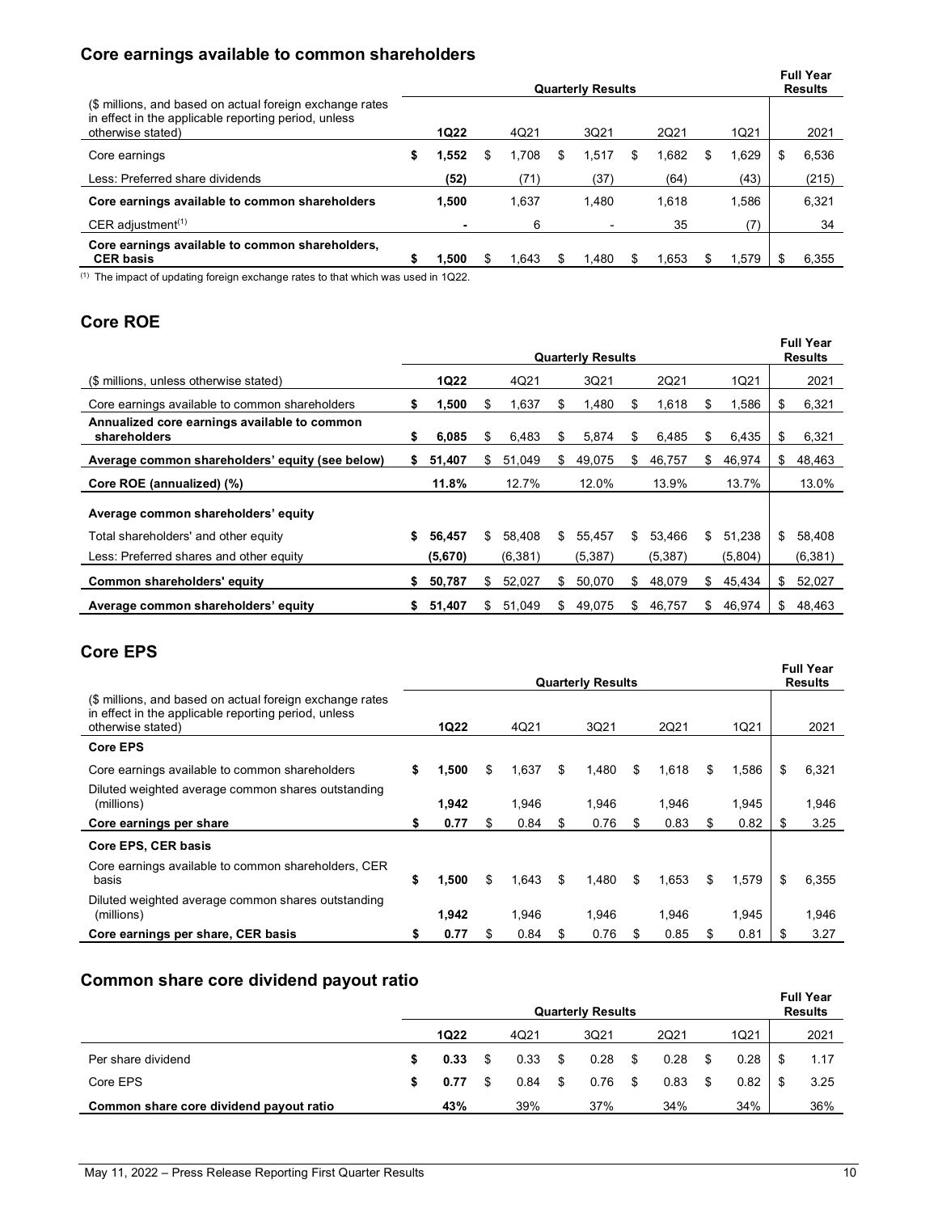## Core earnings available to common shareholders

| ($ millions, and based on actual foreign exchange rates in effect in the applicable reporting period, unless otherwise stated) | Quarterly Results | | | | | Full Year Results |
|---|---|---|---|---|---|---|
| | **1Q22** | 4Q21 | 3Q21 | 2Q21 | 1Q21 | 2021 |
| Core earnings | $ **1,552** | $ 1,708 | $ 1,517 | $ 1,682 | $ 1,629 | $ 6,536 |
| Less: Preferred share dividends | **(52)** | (71) | (37) | (64) | (43) | (215) |
| **Core earnings available to common shareholders** | **1,500** | **1,637** | **1,480** | **1,618** | **1,586** | **6,321** |
| CER adjustment[(1)] | **-** | 6 | - | 35 | (7) | 34 |
| **Core earnings available to common shareholders, CER basis** | **$ 1,500** | **$ 1,643** | **$ 1,480** | **$ 1,653** | **$ 1,579** | **$ 6,355** |

(1) The impact of updating foreign exchange rates to that which was used in 1Q22.

## Core ROE

| | Quarterly Results | | | | | Full Year Results |
|---|---|---|---|---|---|---|
| ($ millions, unless otherwise stated) | **1Q22** | 4Q21 | 3Q21 | 2Q21 | 1Q21 | 2021 |
| Core earnings available to common shareholders | $ **1,500** | $ 1,637 | $ 1,480 | $ 1,618 | $ 1,586 | $ 6,321 |
| **Annualized core earnings available to common shareholders** | **$ 6,085** | **$ 6,483** | **$ 5,874** | **$ 6,485** | **$ 6,435** | **$ 6,321** |
| **Average common shareholders' equity (see below)** | **$ 51,407** | **$ 51,049** | **$ 49,075** | **$ 46,757** | **$ 46,974** | **$ 48,463** |
| **Core ROE (annualized) (%)** | **11.8%** | **12.7%** | **12.0%** | **13.9%** | **13.7%** | **13.0%** |
| **Average common shareholders' equity** | | | | | | |
| Total shareholders' and other equity | $ **56,457** | $ 58,408 | $ 55,457 | $ 53,466 | $ 51,238 | $ 58,408 |
| Less: Preferred shares and other equity | **(5,670)** | (6,381) | (5,387) | (5,387) | (5,804) | (6,381) |
| **Common shareholders' equity** | **$ 50,787** | **$ 52,027** | **$ 50,070** | **$ 48,079** | **$ 45,434** | **$ 52,027** |
| **Average common shareholders' equity** | **$ 51,407** | **$ 51,049** | **$ 49,075** | **$ 46,757** | **$ 46,974** | **$ 48,463** |

## Core EPS

| ($ millions, and based on actual foreign exchange rates in effect in the applicable reporting period, unless otherwise stated) | Quarterly Results | | | | | Full Year Results |
|---|---|---|---|---|---|---|
| | **1Q22** | 4Q21 | 3Q21 | 2Q21 | 1Q21 | 2021 |
| **Core EPS** | | | | | | |
| Core earnings available to common shareholders | $ **1,500** | $ 1,637 | $ 1,480 | $ 1,618 | $ 1,586 | $ 6,321 |
| Diluted weighted average common shares outstanding (millions) | **1,942** | 1,946 | 1,946 | 1,946 | 1,945 | 1,946 |
| **Core earnings per share** | **$ 0.77** | **$ 0.84** | **$ 0.76** | **$ 0.83** | **$ 0.82** | **$ 3.25** |
| **Core EPS, CER basis** | | | | | | |
| Core earnings available to common shareholders, CER basis | $ **1,500** | $ 1,643 | $ 1,480 | $ 1,653 | $ 1,579 | $ 6,355 |
| Diluted weighted average common shares outstanding (millions) | **1,942** | 1,946 | 1,946 | 1,946 | 1,945 | 1,946 |
| **Core earnings per share, CER basis** | **$ 0.77** | **$ 0.84** | **$ 0.76** | **$ 0.85** | **$ 0.81** | **$ 3.27** |

## Common share core dividend payout ratio

| | Quarterly Results | | | | | Full Year Results |
|---|---|---|---|---|---|---|
| | **1Q22** | 4Q21 | 3Q21 | 2Q21 | 1Q21 | 2021 |
| Per share dividend | $ **0.33** | $ 0.33 | $ 0.28 | $ 0.28 | $ 0.28 | $ 1.17 |
| Core EPS | $ **0.77** | $ 0.84 | $ 0.76 | $ 0.83 | $ 0.82 | $ 3.25 |
| **Common share core dividend payout ratio** | **43%** | **39%** | **37%** | **34%** | **34%** | **36%** |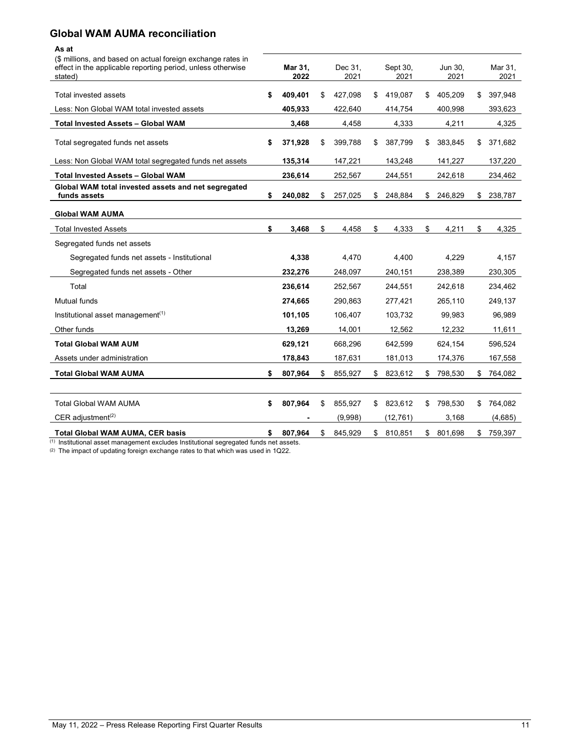## Global WAM AUMA reconciliation

| As at<br>($ millions, and based on actual foreign exchange rates in effect in the applicable reporting period, unless otherwise stated) | Mar 31, 2022 | Dec 31, 2021 | Sept 30, 2021 | Jun 30, 2021 | Mar 31, 2021 |
|---|---|---|---|---|---|
| Total invested assets | **$ 409,401** | $ 427,098 | $ 419,087 | $ 405,209 | $ 397,948 |
| Less: Non Global WAM total invested assets | **405,933** | 422,640 | 414,754 | 400,998 | 393,623 |
| **Total Invested Assets – Global WAM** | **3,468** | 4,458 | 4,333 | 4,211 | 4,325 |
| Total segregated funds net assets | **$ 371,928** | $ 399,788 | $ 387,799 | $ 383,845 | $ 371,682 |
| Less: Non Global WAM total segregated funds net assets | **135,314** | 147,221 | 143,248 | 141,227 | 137,220 |
| **Total Invested Assets – Global WAM** | **236,614** | 252,567 | 244,551 | 242,618 | 234,462 |
| **Global WAM total invested assets and net segregated funds assets** | **$ 240,082** | $ 257,025 | $ 248,884 | $ 246,829 | $ 238,787 |
| **Global WAM AUMA** | | | | | |
| Total Invested Assets | **$ 3,468** | $ 4,458 | $ 4,333 | $ 4,211 | $ 4,325 |
| Segregated funds net assets | | | | | |
| Segregated funds net assets - Institutional | **4,338** | 4,470 | 4,400 | 4,229 | 4,157 |
| Segregated funds net assets - Other | **232,276** | 248,097 | 240,151 | 238,389 | 230,305 |
| Total | **236,614** | 252,567 | 244,551 | 242,618 | 234,462 |
| Mutual funds | **274,665** | 290,863 | 277,421 | 265,110 | 249,137 |
| Institutional asset management[(1)] | **101,105** | 106,407 | 103,732 | 99,983 | 96,989 |
| Other funds | **13,269** | 14,001 | 12,562 | 12,232 | 11,611 |
| **Total Global WAM AUM** | **629,121** | 668,296 | 642,599 | 624,154 | 596,524 |
| Assets under administration | **178,843** | 187,631 | 181,013 | 174,376 | 167,558 |
| **Total Global WAM AUMA** | **$ 807,964** | $ 855,927 | $ 823,612 | $ 798,530 | $ 764,082 |
| | | | | | |
| Total Global WAM AUMA | **$ 807,964** | $ 855,927 | $ 823,612 | $ 798,530 | $ 764,082 |
| CER adjustment[(2)] | **-** | (9,998) | (12,761) | 3,168 | (4,685) |
| **Total Global WAM AUMA, CER basis** | **$ 807,964** | $ 845,929 | $ 810,851 | $ 801,698 | $ 759,397 |

(1) Institutional asset management excludes Institutional segregated funds net assets.
(2) The impact of updating foreign exchange rates to that which was used in 1Q22.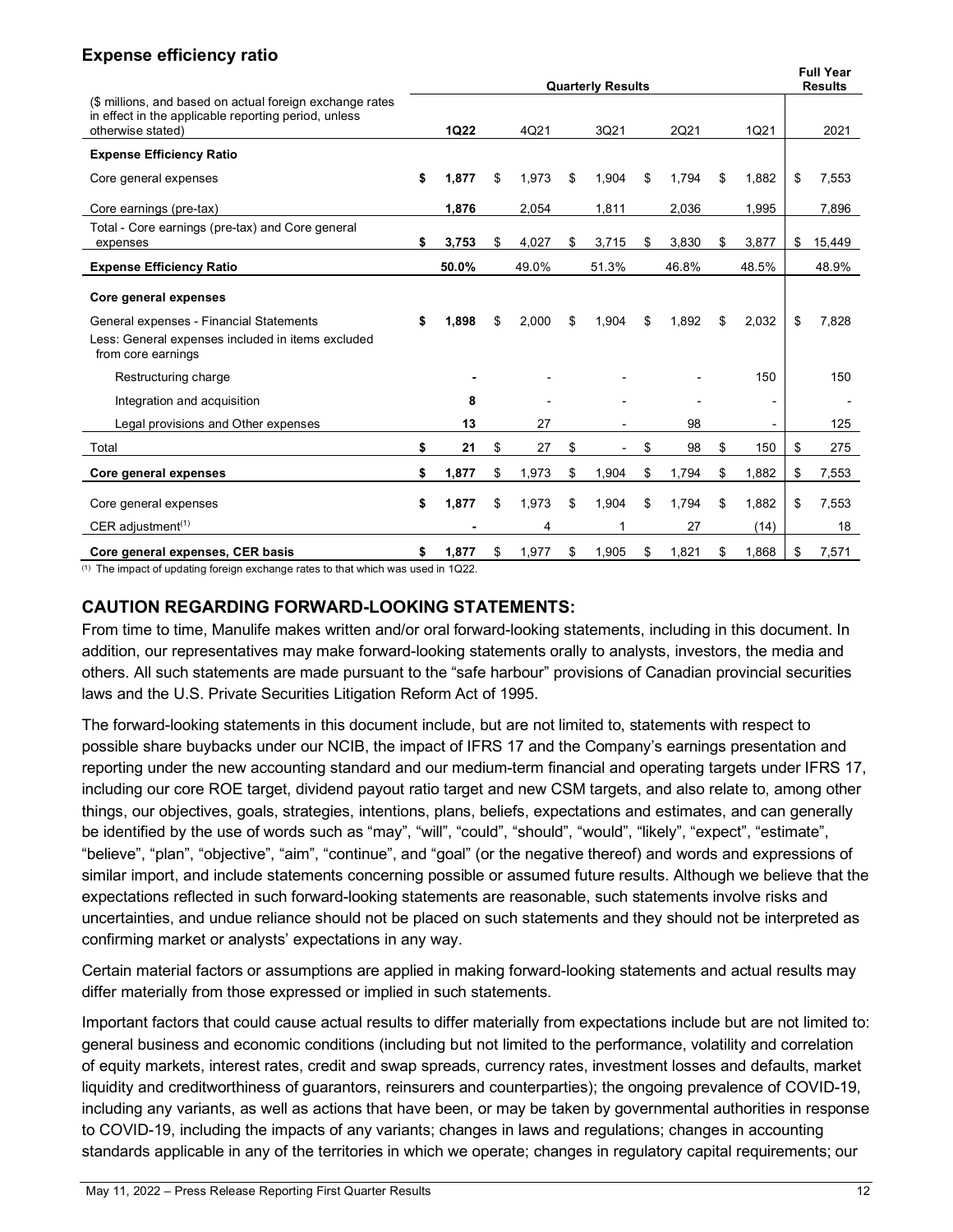## Expense efficiency ratio

| ($ millions, and based on actual foreign exchange rates in effect in the applicable reporting period, unless otherwise stated) | Quarterly Results | | | | | Full Year Results |
|---|---|---|---|---|---|---|
| | **1Q22** | 4Q21 | 3Q21 | 2Q21 | 1Q21 | 2021 |
| **Expense Efficiency Ratio** | | | | | | |
| Core general expenses | **$ 1,877** | $ 1,973 | $ 1,904 | $ 1,794 | $ 1,882 | $ 7,553 |
| Core earnings (pre-tax) | **1,876** | 2,054 | 1,811 | 2,036 | 1,995 | 7,896 |
| Total - Core earnings (pre-tax) and Core general expenses | **$ 3,753** | $ 4,027 | $ 3,715 | $ 3,830 | $ 3,877 | $ 15,449 |
| **Expense Efficiency Ratio** | **50.0%** | 49.0% | 51.3% | 46.8% | 48.5% | 48.9% |
| **Core general expenses** | | | | | | |
| General expenses - Financial Statements | **$ 1,898** | $ 2,000 | $ 1,904 | $ 1,892 | $ 2,032 | $ 7,828 |
| Less: General expenses included in items excluded from core earnings | | | | | | |
| Restructuring charge | **-** | - | - | - | 150 | 150 |
| Integration and acquisition | **8** | - | - | - | - | - |
| Legal provisions and Other expenses | **13** | 27 | - | 98 | - | 125 |
| Total | **$ 21** | $ 27 | $ - | $ 98 | $ 150 | $ 275 |
| **Core general expenses** | **$ 1,877** | $ 1,973 | $ 1,904 | $ 1,794 | $ 1,882 | $ 7,553 |
| Core general expenses | **$ 1,877** | $ 1,973 | $ 1,904 | $ 1,794 | $ 1,882 | $ 7,553 |
| CER adjustment[(1)] | **-** | 4 | 1 | 27 | (14) | 18 |
| **Core general expenses, CER basis** | **$ 1,877** | $ 1,977 | $ 1,905 | $ 1,821 | $ 1,868 | $ 7,571 |

(1) The impact of updating foreign exchange rates to that which was used in 1Q22.

## CAUTION REGARDING FORWARD-LOOKING STATEMENTS:

From time to time, Manulife makes written and/or oral forward-looking statements, including in this document. In addition, our representatives may make forward-looking statements orally to analysts, investors, the media and others. All such statements are made pursuant to the "safe harbour" provisions of Canadian provincial securities laws and the U.S. Private Securities Litigation Reform Act of 1995.

The forward-looking statements in this document include, but are not limited to, statements with respect to possible share buybacks under our NCIB, the impact of IFRS 17 and the Company's earnings presentation and reporting under the new accounting standard and our medium-term financial and operating targets under IFRS 17, including our core ROE target, dividend payout ratio target and new CSM targets, and also relate to, among other things, our objectives, goals, strategies, intentions, plans, beliefs, expectations and estimates, and can generally be identified by the use of words such as "may", "will", "could", "should", "would", "likely", "expect", "estimate", "believe", "plan", "objective", "aim", "continue", and "goal" (or the negative thereof) and words and expressions of similar import, and include statements concerning possible or assumed future results. Although we believe that the expectations reflected in such forward-looking statements are reasonable, such statements involve risks and uncertainties, and undue reliance should not be placed on such statements and they should not be interpreted as confirming market or analysts' expectations in any way.

Certain material factors or assumptions are applied in making forward-looking statements and actual results may differ materially from those expressed or implied in such statements.

Important factors that could cause actual results to differ materially from expectations include but are not limited to: general business and economic conditions (including but not limited to the performance, volatility and correlation of equity markets, interest rates, credit and swap spreads, currency rates, investment losses and defaults, market liquidity and creditworthiness of guarantors, reinsurers and counterparties); the ongoing prevalence of COVID-19, including any variants, as well as actions that have been, or may be taken by governmental authorities in response to COVID-19, including the impacts of any variants; changes in laws and regulations; changes in accounting standards applicable in any of the territories in which we operate; changes in regulatory capital requirements; our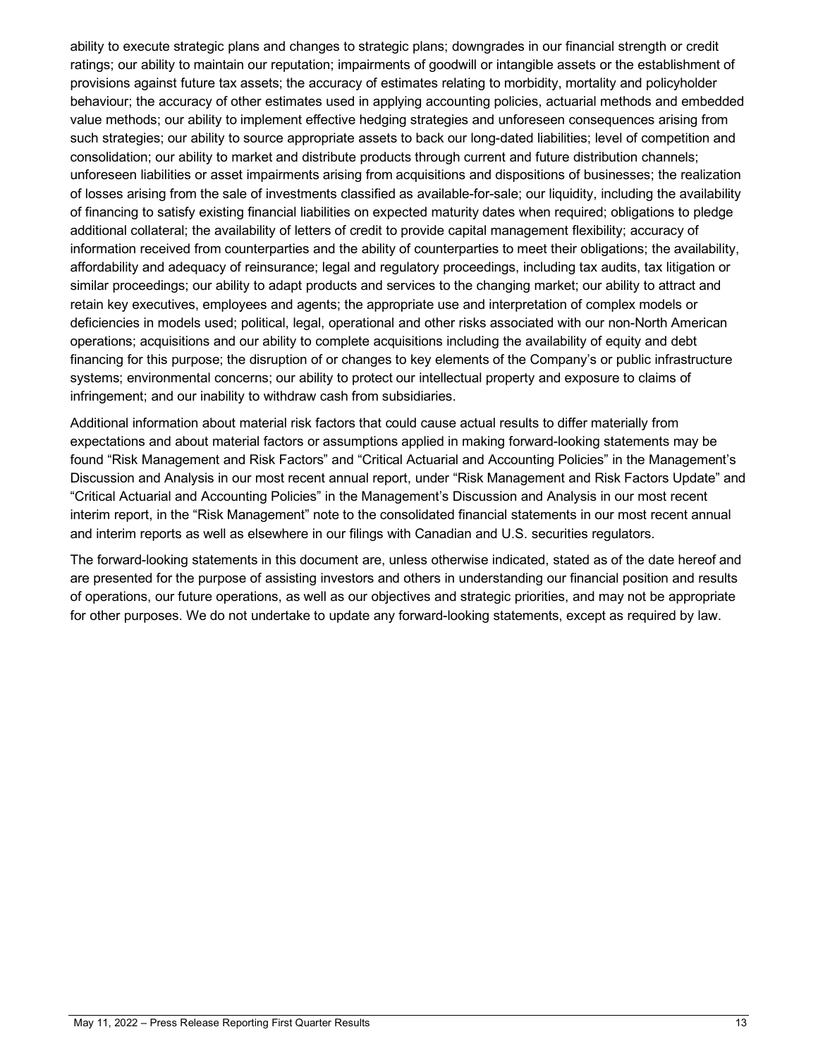ability to execute strategic plans and changes to strategic plans; downgrades in our financial strength or credit ratings; our ability to maintain our reputation; impairments of goodwill or intangible assets or the establishment of provisions against future tax assets; the accuracy of estimates relating to morbidity, mortality and policyholder behaviour; the accuracy of other estimates used in applying accounting policies, actuarial methods and embedded value methods; our ability to implement effective hedging strategies and unforeseen consequences arising from such strategies; our ability to source appropriate assets to back our long-dated liabilities; level of competition and consolidation; our ability to market and distribute products through current and future distribution channels; unforeseen liabilities or asset impairments arising from acquisitions and dispositions of businesses; the realization of losses arising from the sale of investments classified as available-for-sale; our liquidity, including the availability of financing to satisfy existing financial liabilities on expected maturity dates when required; obligations to pledge additional collateral; the availability of letters of credit to provide capital management flexibility; accuracy of information received from counterparties and the ability of counterparties to meet their obligations; the availability, affordability and adequacy of reinsurance; legal and regulatory proceedings, including tax audits, tax litigation or similar proceedings; our ability to adapt products and services to the changing market; our ability to attract and retain key executives, employees and agents; the appropriate use and interpretation of complex models or deficiencies in models used; political, legal, operational and other risks associated with our non-North American operations; acquisitions and our ability to complete acquisitions including the availability of equity and debt financing for this purpose; the disruption of or changes to key elements of the Company's or public infrastructure systems; environmental concerns; our ability to protect our intellectual property and exposure to claims of infringement; and our inability to withdraw cash from subsidiaries.

Additional information about material risk factors that could cause actual results to differ materially from expectations and about material factors or assumptions applied in making forward-looking statements may be found "Risk Management and Risk Factors" and "Critical Actuarial and Accounting Policies" in the Management's Discussion and Analysis in our most recent annual report, under "Risk Management and Risk Factors Update" and "Critical Actuarial and Accounting Policies" in the Management's Discussion and Analysis in our most recent interim report, in the "Risk Management" note to the consolidated financial statements in our most recent annual and interim reports as well as elsewhere in our filings with Canadian and U.S. securities regulators.

The forward-looking statements in this document are, unless otherwise indicated, stated as of the date hereof and are presented for the purpose of assisting investors and others in understanding our financial position and results of operations, our future operations, as well as our objectives and strategic priorities, and may not be appropriate for other purposes. We do not undertake to update any forward-looking statements, except as required by law.